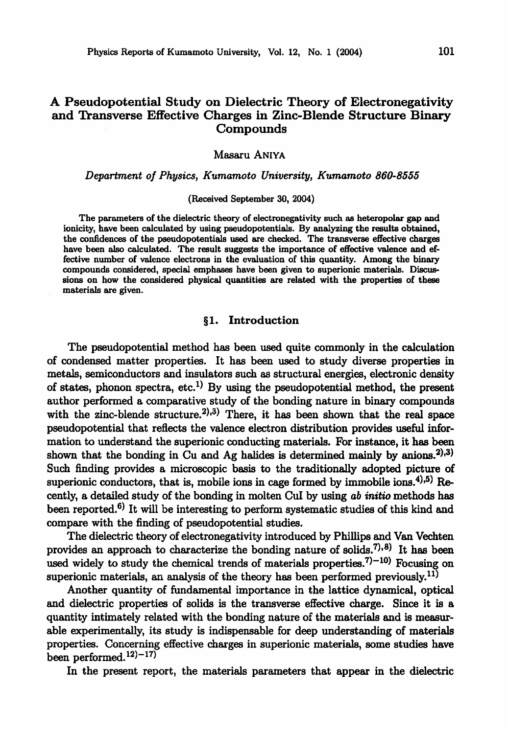# A Pseudopotential Study on Dielectric Theory of Electronegativity and Transverse Effective Charges in Zinc-Blende Structure Binary Compounds

Masaru ANIYA

*Department of Physics, Kumamoto University, Kumamoto 860-8555*

(Received September 30, 2004)

The parameters of the dielectric theory of electronegativity such as heteropolar gap and ionicity, have been calculated by using pseudopotentials. By analyzing the results obtained, the confidences of the pseudopotentials used are checked. The transverse effective charges have been also calculated. The result suggests the importance of effective valence and effective number of valence electrons in the evaluation of this quantity. Among the binary compounds considered, special emphases have been given to superionic materials. Discussions on how the considered physical quantities are related with the properties of these materials are given.

## §1. Introduction

The pseudopotential method has been used quite commonly in the calculation of condensed matter properties. It has been used to study diverse properties in metals, semiconductors and insulators such as structural energies, electronic density of states, phonon spectra, etc.[1] By using the pseudopotential method, the present author performed a comparative study of the bonding nature in binary compounds with the zinc-blende structure.[2,3] There, it has been shown that the real space pseudopotential that reflects the valence electron distribution provides useful information to understand the superionic conducting materials. For instance, it has been shown that the bonding in Cu and Ag halides is determined mainly by anions.[2,3] Such finding provides a microscopic basis to the traditionally adopted picture of superionic conductors, that is, mobile ions in cage formed by immobile ions.[4,5] Recently, a detailed study of the bonding in molten CuI by using *ab initio* methods has been reported.[6] It will be interesting to perform systematic studies of this kind and compare with the finding of pseudopotential studies.

The dielectric theory of electronegativity introduced by Phillips and Van Vechten provides an approach to characterize the bonding nature of solids.[7,8] It has been used widely to study the chemical trends of materials properties.[7)-10] Focusing on superionic materials, an analysis of the theory has been performed previously.[11]

Another quantity of fundamental importance in the lattice dynamical, optical and dielectric properties of solids is the transverse effective charge. Since it is a quantity intimately related with the bonding nature of the materials and is measurable experimentally, its study is indispensable for deep understanding of materials properties. Concerning effective charges in superionic materials, some studies have been performed.[12)-17]

In the present report, the materials parameters that appear in the dielectric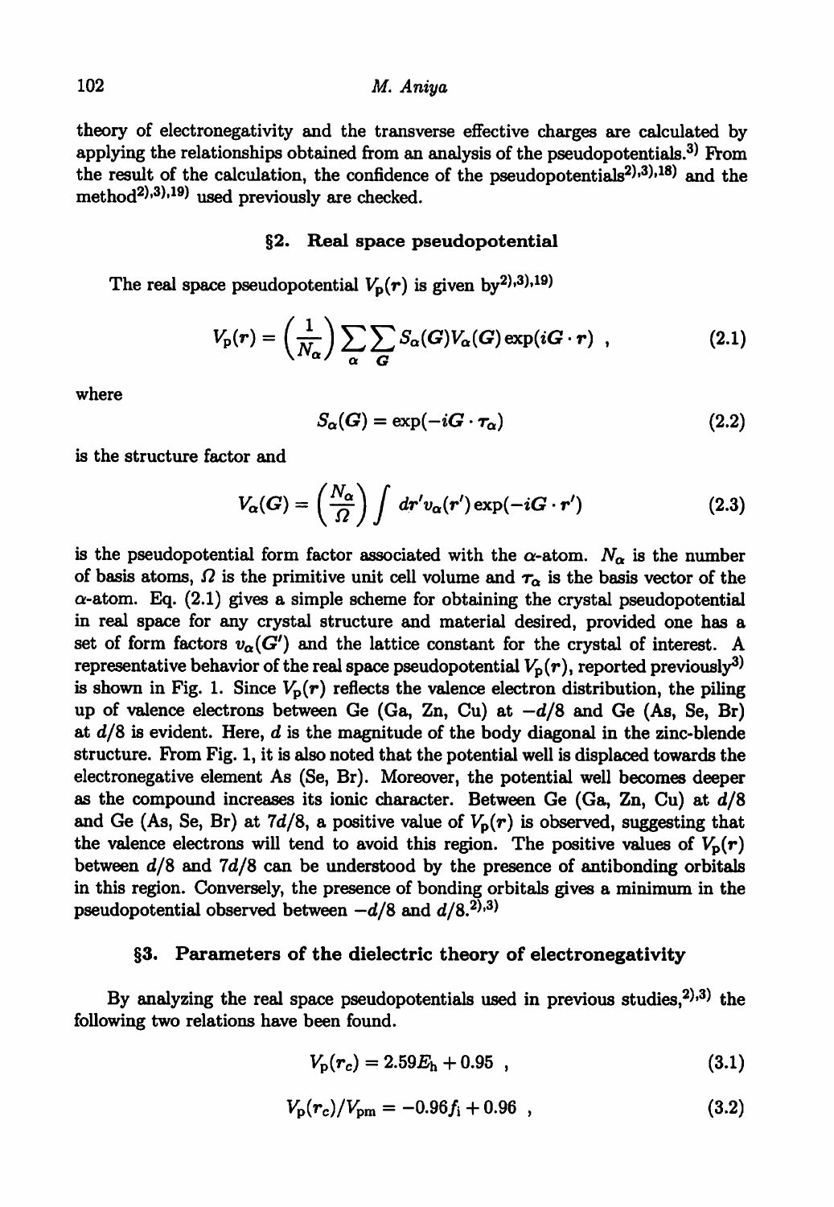theory of electronegativity and the transverse effective charges are calculated by applying the relationships obtained from an analysis of the pseudopotentials.[3] From the result of the calculation, the confidence of the pseudopotentials[2),3),18] and the method[2),3),19] used previously are checked.

## §2. Real space pseudopotential

The real space pseudopotential $V_p(\boldsymbol{r})$ is given by[2),3),19]

$$V_p(\boldsymbol{r}) = \left(\frac{1}{N_\alpha}\right) \sum_\alpha \sum_{\boldsymbol{G}} S_\alpha(\boldsymbol{G}) V_\alpha(\boldsymbol{G}) \exp(i\boldsymbol{G} \cdot \boldsymbol{r}) \ , \tag{2.1}$$

where

$$S_\alpha(\boldsymbol{G}) = \exp(-i\boldsymbol{G} \cdot \boldsymbol{\tau}_\alpha) \tag{2.2}$$

is the structure factor and

$$V_\alpha(\boldsymbol{G}) = \left(\frac{N_\alpha}{\Omega}\right) \int d\boldsymbol{r}' v_\alpha(\boldsymbol{r}') \exp(-i\boldsymbol{G} \cdot \boldsymbol{r}') \tag{2.3}$$

is the pseudopotential form factor associated with the $\alpha$-atom. $N_\alpha$ is the number of basis atoms, $\Omega$ is the primitive unit cell volume and $\boldsymbol{\tau}_\alpha$ is the basis vector of the $\alpha$-atom. Eq. (2.1) gives a simple scheme for obtaining the crystal pseudopotential in real space for any crystal structure and material desired, provided one has a set of form factors $v_\alpha(G')$ and the lattice constant for the crystal of interest. A representative behavior of the real space pseudopotential $V_p(\boldsymbol{r})$, reported previously[3] is shown in Fig. 1. Since $V_p(\boldsymbol{r})$ reflects the valence electron distribution, the piling up of valence electrons between Ge (Ga, Zn, Cu) at $-d/8$ and Ge (As, Se, Br) at $d/8$ is evident. Here, $d$ is the magnitude of the body diagonal in the zinc-blende structure. From Fig. 1, it is also noted that the potential well is displaced towards the electronegative element As (Se, Br). Moreover, the potential well becomes deeper as the compound increases its ionic character. Between Ge (Ga, Zn, Cu) at $d/8$ and Ge (As, Se, Br) at $7d/8$, a positive value of $V_p(\boldsymbol{r})$ is observed, suggesting that the valence electrons will tend to avoid this region. The positive values of $V_p(\boldsymbol{r})$ between $d/8$ and $7d/8$ can be understood by the presence of antibonding orbitals in this region. Conversely, the presence of bonding orbitals gives a minimum in the pseudopotential observed between $-d/8$ and $d/8$.[2),3)]

## §3. Parameters of the dielectric theory of electronegativity

By analyzing the real space pseudopotentials used in previous studies,[2),3)] the following two relations have been found.

$$V_p(r_c) = 2.59E_h + 0.95 \ , \tag{3.1}$$

$$V_p(r_c)/V_{pm} = -0.96f_i + 0.96 \ , \tag{3.2}$$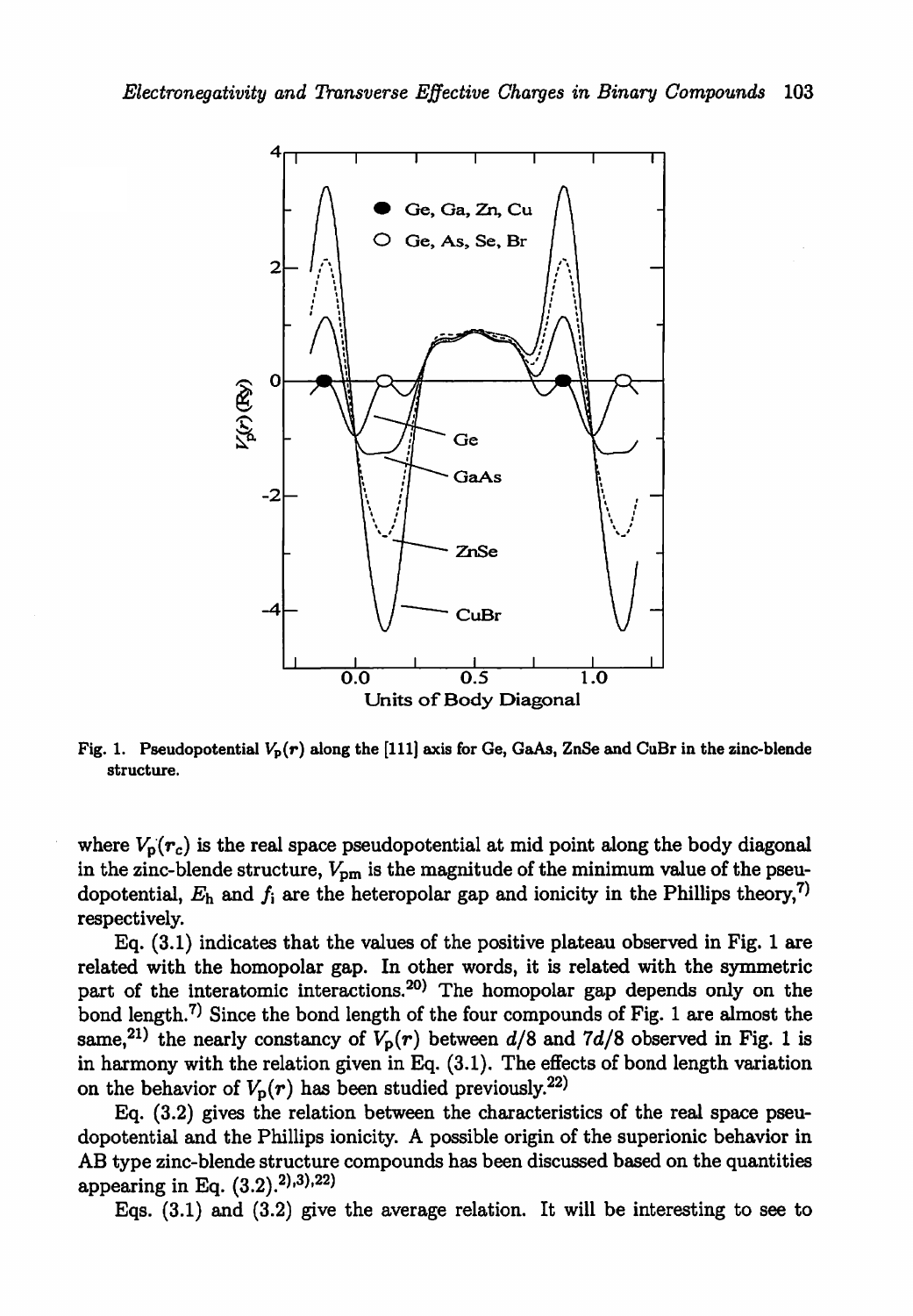Fig. 1. Pseudopotential $V_p(r)$ along the [111] axis for Ge, GaAs, ZnSe and CuBr in the zinc-blende structure.

where $V_p(r_c)$ is the real space pseudopotential at mid point along the body diagonal in the zinc-blende structure, $V_{pm}$ is the magnitude of the minimum value of the pseudopotential, $E_h$ and $f_i$ are the heteropolar gap and ionicity in the Phillips theory,[7] respectively.

Eq. (3.1) indicates that the values of the positive plateau observed in Fig. 1 are related with the homopolar gap. In other words, it is related with the symmetric part of the interatomic interactions.[20] The homopolar gap depends only on the bond length.[7] Since the bond length of the four compounds of Fig. 1 are almost the same,[21] the nearly constancy of $V_p(r)$ between $d/8$ and $7d/8$ observed in Fig. 1 is in harmony with the relation given in Eq. (3.1). The effects of bond length variation on the behavior of $V_p(r)$ has been studied previously.[22]

Eq. (3.2) gives the relation between the characteristics of the real space pseudopotential and the Phillips ionicity. A possible origin of the superionic behavior in AB type zinc-blende structure compounds has been discussed based on the quantities appearing in Eq. (3.2).[2),3),22]

Eqs. (3.1) and (3.2) give the average relation. It will be interesting to see to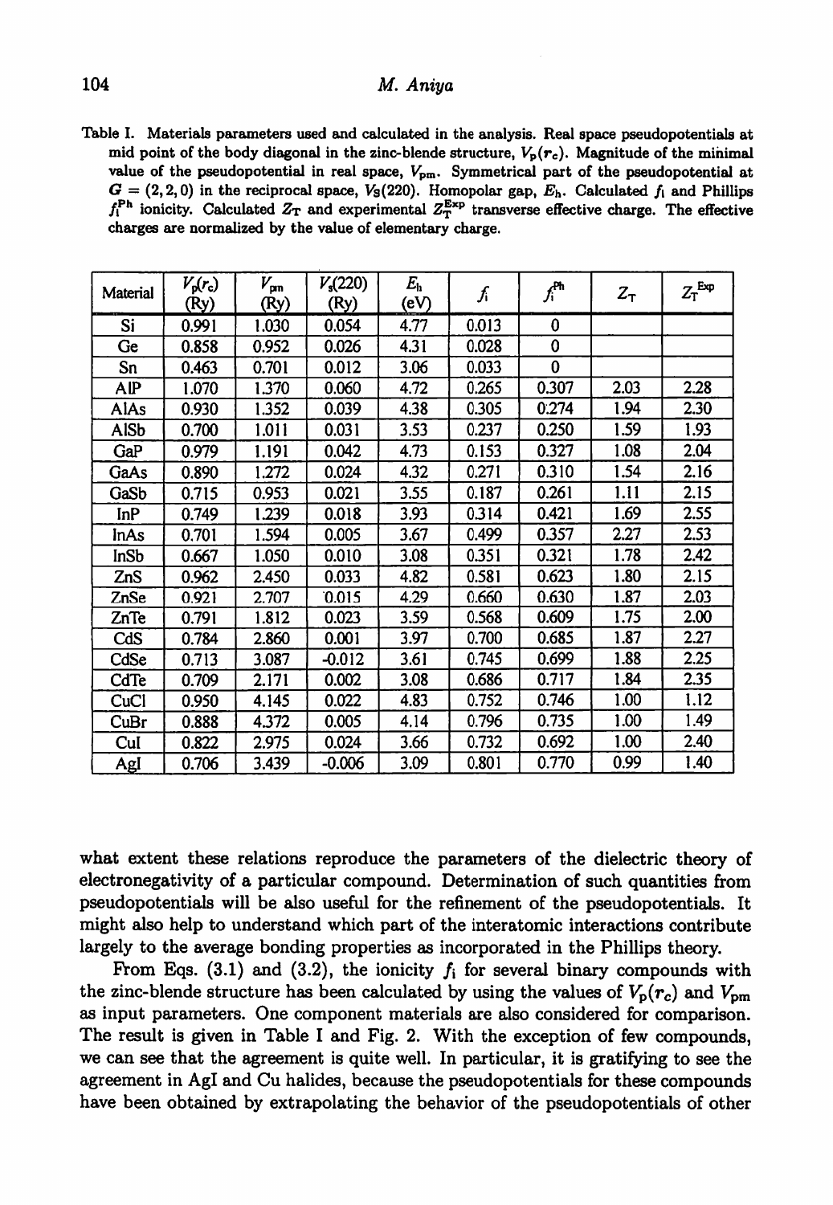Table I. Materials parameters used and calculated in the analysis. Real space pseudopotentials at mid point of the body diagonal in the zinc-blende structure, $V_p(r_c)$. Magnitude of the minimal value of the pseudopotential in real space, $V_{pm}$. Symmetrical part of the pseudopotential at $G = (2, 2, 0)$ in the reciprocal space, $V_S(220)$. Homopolar gap, $E_h$. Calculated $f_i$ and Phillips $f_i^{Ph}$ ionicity. Calculated $Z_T$ and experimental $Z_T^{Exp}$ transverse effective charge. The effective charges are normalized by the value of elementary charge.

| Material | $V_p(r_c)$ (Ry) | $V_{pm}$ (Ry) | $V_s(220)$ (Ry) | $E_h$ (eV) | $f_i$ | $f_i^{Ph}$ | $Z_T$ | $Z_T^{Exp}$ |
|---|---|---|---|---|---|---|---|---|
| Si | 0.991 | 1.030 | 0.054 | 4.77 | 0.013 | 0 | | |
| Ge | 0.858 | 0.952 | 0.026 | 4.31 | 0.028 | 0 | | |
| Sn | 0.463 | 0.701 | 0.012 | 3.06 | 0.033 | 0 | | |
| AlP | 1.070 | 1.370 | 0.060 | 4.72 | 0.265 | 0.307 | 2.03 | 2.28 |
| AlAs | 0.930 | 1.352 | 0.039 | 4.38 | 0.305 | 0.274 | 1.94 | 2.30 |
| AlSb | 0.700 | 1.011 | 0.031 | 3.53 | 0.237 | 0.250 | 1.59 | 1.93 |
| GaP | 0.979 | 1.191 | 0.042 | 4.73 | 0.153 | 0.327 | 1.08 | 2.04 |
| GaAs | 0.890 | 1.272 | 0.024 | 4.32 | 0.271 | 0.310 | 1.54 | 2.16 |
| GaSb | 0.715 | 0.953 | 0.021 | 3.55 | 0.187 | 0.261 | 1.11 | 2.15 |
| InP | 0.749 | 1.239 | 0.018 | 3.93 | 0.314 | 0.421 | 1.69 | 2.55 |
| InAs | 0.701 | 1.594 | 0.005 | 3.67 | 0.499 | 0.357 | 2.27 | 2.53 |
| InSb | 0.667 | 1.050 | 0.010 | 3.08 | 0.351 | 0.321 | 1.78 | 2.42 |
| ZnS | 0.962 | 2.450 | 0.033 | 4.82 | 0.581 | 0.623 | 1.80 | 2.15 |
| ZnSe | 0.921 | 2.707 | 0.015 | 4.29 | 0.660 | 0.630 | 1.87 | 2.03 |
| ZnTe | 0.791 | 1.812 | 0.023 | 3.59 | 0.568 | 0.609 | 1.75 | 2.00 |
| CdS | 0.784 | 2.860 | 0.001 | 3.97 | 0.700 | 0.685 | 1.87 | 2.27 |
| CdSe | 0.713 | 3.087 | -0.012 | 3.61 | 0.745 | 0.699 | 1.88 | 2.25 |
| CdTe | 0.709 | 2.171 | 0.002 | 3.08 | 0.686 | 0.717 | 1.84 | 2.35 |
| CuCl | 0.950 | 4.145 | 0.022 | 4.83 | 0.752 | 0.746 | 1.00 | 1.12 |
| CuBr | 0.888 | 4.372 | 0.005 | 4.14 | 0.796 | 0.735 | 1.00 | 1.49 |
| CuI | 0.822 | 2.975 | 0.024 | 3.66 | 0.732 | 0.692 | 1.00 | 2.40 |
| AgI | 0.706 | 3.439 | -0.006 | 3.09 | 0.801 | 0.770 | 0.99 | 1.40 |

what extent these relations reproduce the parameters of the dielectric theory of electronegativity of a particular compound. Determination of such quantities from pseudopotentials will be also useful for the refinement of the pseudopotentials. It might also help to understand which part of the interatomic interactions contribute largely to the average bonding properties as incorporated in the Phillips theory.

From Eqs. (3.1) and (3.2), the ionicity $f_i$ for several binary compounds with the zinc-blende structure has been calculated by using the values of $V_p(r_c)$ and $V_{pm}$ as input parameters. One component materials are also considered for comparison. The result is given in Table I and Fig. 2. With the exception of few compounds, we can see that the agreement is quite well. In particular, it is gratifying to see the agreement in AgI and Cu halides, because the pseudopotentials for these compounds have been obtained by extrapolating the behavior of the pseudopotentials of other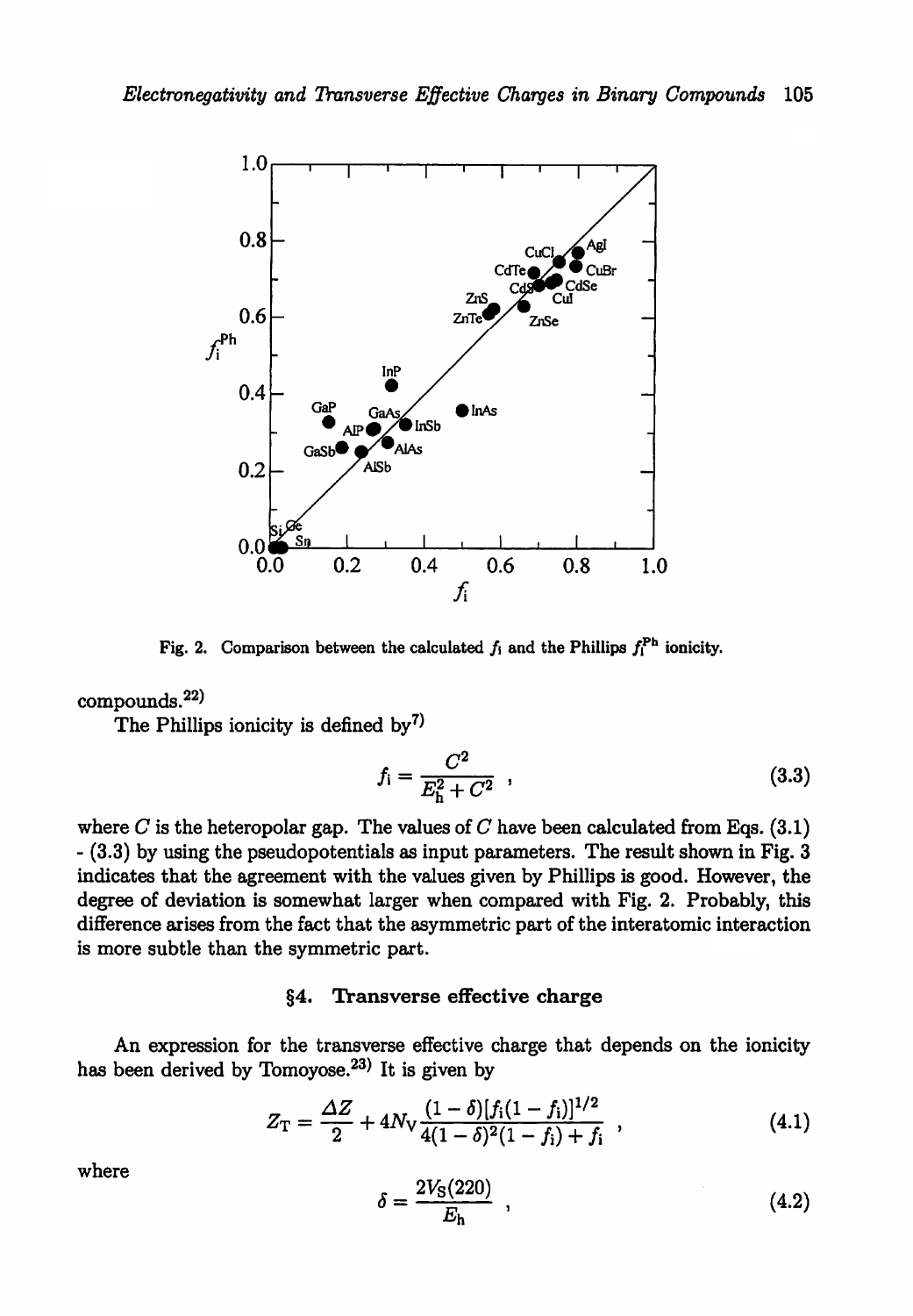Fig. 2. Comparison between the calculated $f_i$ and the Phillips $f_i^{Ph}$ ionicity.

compounds.[22]

The Phillips ionicity is defined by[7]

$$f_i = \frac{C^2}{E_h^2 + C^2} , \tag{3.3}$$

where $C$ is the heteropolar gap. The values of $C$ have been calculated from Eqs. (3.1) - (3.3) by using the pseudopotentials as input parameters. The result shown in Fig. 3 indicates that the agreement with the values given by Phillips is good. However, the degree of deviation is somewhat larger when compared with Fig. 2. Probably, this difference arises from the fact that the asymmetric part of the interatomic interaction is more subtle than the symmetric part.

## §4. Transverse effective charge

An expression for the transverse effective charge that depends on the ionicity has been derived by Tomoyose.[23] It is given by

$$Z_T = \frac{\Delta Z}{2} + 4N_V \frac{(1-\delta)[f_i(1-f_i)]^{1/2}}{4(1-\delta)^2(1-f_i) + f_i} , \tag{4.1}$$

where

$$\delta = \frac{2V_S(220)}{E_h} , \tag{4.2}$$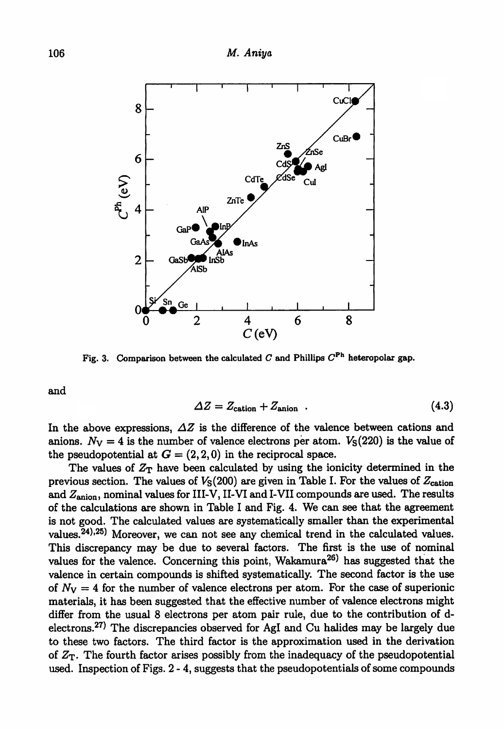Fig. 3. Comparison between the calculated $C$ and Phillips $C^{Ph}$ heteropolar gap.

and

$$\Delta Z = Z_{\text{cation}} + Z_{\text{anion}} \ . \tag{4.3}$$

In the above expressions, $\Delta Z$ is the difference of the valence between cations and anions. $N_V = 4$ is the number of valence electrons per atom. $V_S(220)$ is the value of the pseudopotential at $G = (2, 2, 0)$ in the reciprocal space.

The values of $Z_T$ have been calculated by using the ionicity determined in the previous section. The values of $V_S(200)$ are given in Table I. For the values of $Z_{\text{cation}}$ and $Z_{\text{anion}}$, nominal values for III-V, II-VI and I-VII compounds are used. The results of the calculations are shown in Table I and Fig. 4. We can see that the agreement is not good. The calculated values are systematically smaller than the experimental values.[24),25)] Moreover, we can not see any chemical trend in the calculated values. This discrepancy may be due to several factors. The first is the use of nominal values for the valence. Concerning this point, Wakamura[26)] has suggested that the valence in certain compounds is shifted systematically. The second factor is the use of $N_V = 4$ for the number of valence electrons per atom. For the case of superionic materials, it has been suggested that the effective number of valence electrons might differ from the usual 8 electrons per atom pair rule, due to the contribution of d-electrons.[27)] The discrepancies observed for AgI and Cu halides may be largely due to these two factors. The third factor is the approximation used in the derivation of $Z_T$. The fourth factor arises possibly from the inadequacy of the pseudopotential used. Inspection of Figs. 2 - 4, suggests that the pseudopotentials of some compounds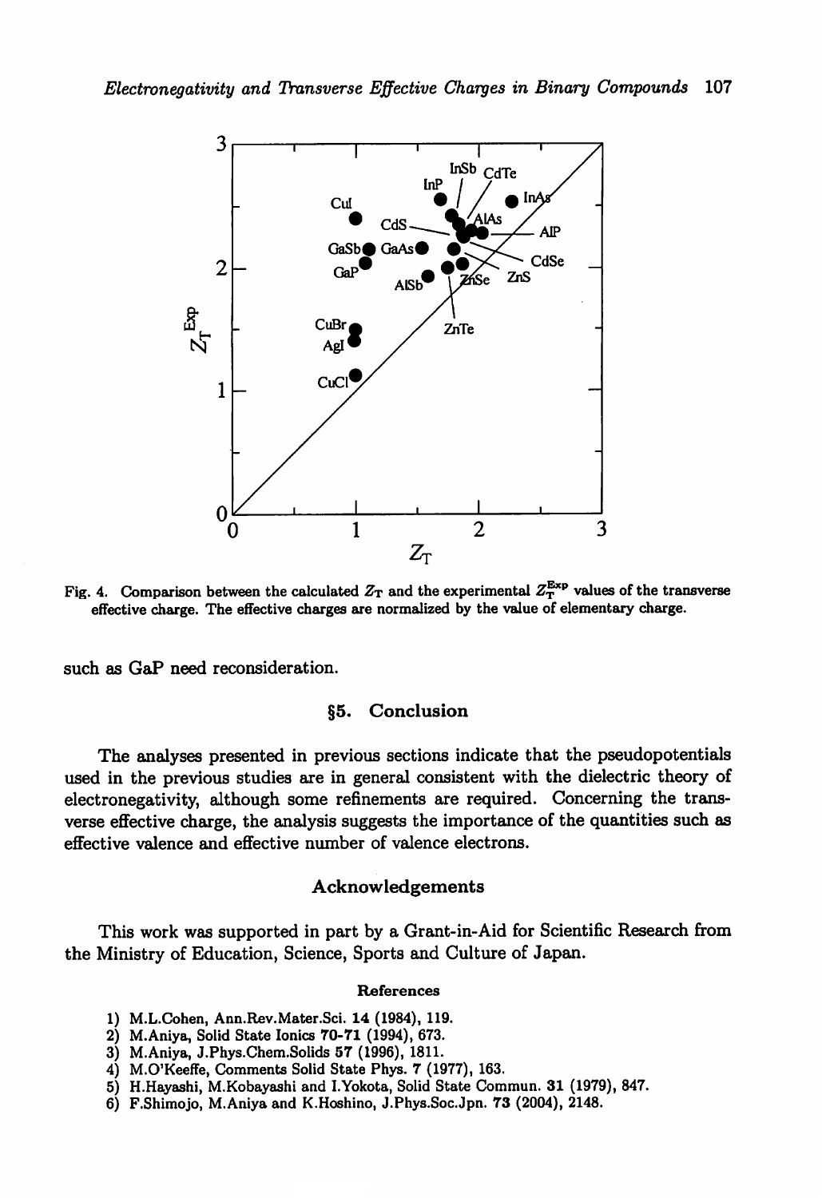Fig. 4. Comparison between the calculated $Z_T$ and the experimental $Z_T^{Exp}$ values of the transverse effective charge. The effective charges are normalized by the value of elementary charge.

such as GaP need reconsideration.

## §5. Conclusion

The analyses presented in previous sections indicate that the pseudopotentials used in the previous studies are in general consistent with the dielectric theory of electronegativity, although some refinements are required. Concerning the transverse effective charge, the analysis suggests the importance of the quantities such as effective valence and effective number of valence electrons.

## Acknowledgements

This work was supported in part by a Grant-in-Aid for Scientific Research from the Ministry of Education, Science, Sports and Culture of Japan.

### References

1) M.L.Cohen, Ann.Rev.Mater.Sci. **14** (1984), 119.
2) M.Aniya, Solid State Ionics **70-71** (1994), 673.
3) M.Aniya, J.Phys.Chem.Solids **57** (1996), 1811.
4) M.O'Keeffe, Comments Solid State Phys. **7** (1977), 163.
5) H.Hayashi, M.Kobayashi and I.Yokota, Solid State Commun. **31** (1979), 847.
6) F.Shimojo, M.Aniya and K.Hoshino, J.Phys.Soc.Jpn. **73** (2004), 2148.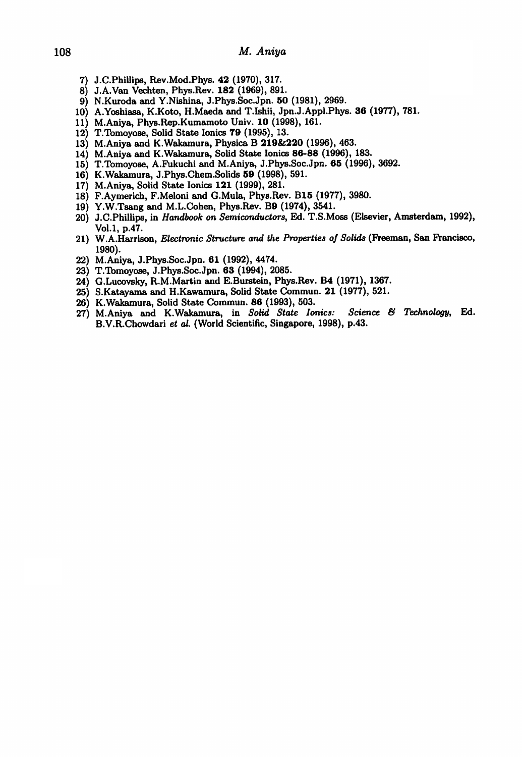7) J.C.Phillips, Rev.Mod.Phys. **42** (1970), 317.
8) J.A.Van Vechten, Phys.Rev. **182** (1969), 891.
9) N.Kuroda and Y.Nishina, J.Phys.Soc.Jpn. **50** (1981), 2969.
10) A.Yoshiasa, K.Koto, H.Maeda and T.Ishii, Jpn.J.Appl.Phys. **36** (1977), 781.
11) M.Aniya, Phys.Rep.Kumamoto Univ. **10** (1998), 161.
12) T.Tomoyose, Solid State Ionics **79** (1995), 13.
13) M.Aniya and K.Wakamura, Physica B **219&220** (1996), 463.
14) M.Aniya and K.Wakamura, Solid State Ionics **86-88** (1996), 183.
15) T.Tomoyose, A.Fukuchi and M.Aniya, J.Phys.Soc.Jpn. **65** (1996), 3692.
16) K.Wakamura, J.Phys.Chem.Solids **59** (1998), 591.
17) M.Aniya, Solid State Ionics **121** (1999), 281.
18) F.Aymerich, F.Meloni and G.Mula, Phys.Rev. **B15** (1977), 3980.
19) Y.W.Tsang and M.L.Cohen, Phys.Rev. **B9** (1974), 3541.
20) J.C.Phillips, in *Handbook on Semiconductors*, Ed. T.S.Moss (Elsevier, Amsterdam, 1992), Vol.1, p.47.
21) W.A.Harrison, *Electronic Structure and the Properties of Solids* (Freeman, San Francisco, 1980).
22) M.Aniya, J.Phys.Soc.Jpn. **61** (1992), 4474.
23) T.Tomoyose, J.Phys.Soc.Jpn. **63** (1994), 2085.
24) G.Lucovsky, R.M.Martin and E.Burstein, Phys.Rev. **B4** (1971), 1367.
25) S.Katayama and H.Kawamura, Solid State Commun. **21** (1977), 521.
26) K.Wakamura, Solid State Commun. **86** (1993), 503.
27) M.Aniya and K.Wakamura, in *Solid State Ionics: Science & Technology*, Ed. B.V.R.Chowdari *et al.* (World Scientific, Singapore, 1998), p.43.